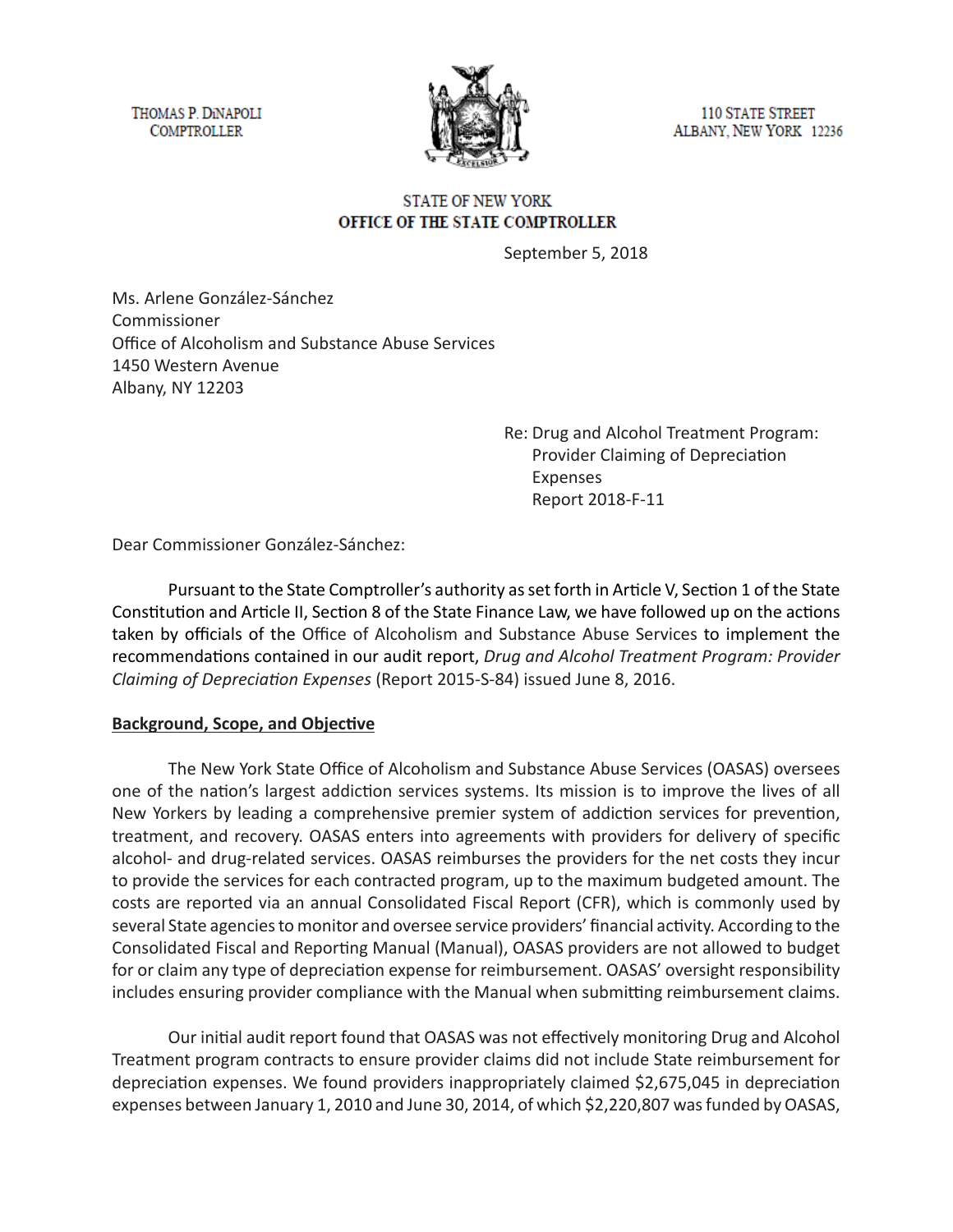THOMAS P. DiNAPOLI
COMPTROLLER

110 STATE STREET
ALBANY, NEW YORK 12236

STATE OF NEW YORK
**OFFICE OF THE STATE COMPTROLLER**

September 5, 2018

Ms. Arlene González-Sánchez
Commissioner
Office of Alcoholism and Substance Abuse Services
1450 Western Avenue
Albany, NY 12203

Re: Drug and Alcohol Treatment Program: Provider Claiming of Depreciation Expenses
Report 2018-F-11

Dear Commissioner González-Sánchez:

Pursuant to the State Comptroller's authority as set forth in Article V, Section 1 of the State Constitution and Article II, Section 8 of the State Finance Law, we have followed up on the actions taken by officials of the Office of Alcoholism and Substance Abuse Services to implement the recommendations contained in our audit report, *Drug and Alcohol Treatment Program: Provider Claiming of Depreciation Expenses* (Report 2015-S-84) issued June 8, 2016.

**Background, Scope, and Objective**

The New York State Office of Alcoholism and Substance Abuse Services (OASAS) oversees one of the nation's largest addiction services systems. Its mission is to improve the lives of all New Yorkers by leading a comprehensive premier system of addiction services for prevention, treatment, and recovery. OASAS enters into agreements with providers for delivery of specific alcohol- and drug-related services. OASAS reimburses the providers for the net costs they incur to provide the services for each contracted program, up to the maximum budgeted amount. The costs are reported via an annual Consolidated Fiscal Report (CFR), which is commonly used by several State agencies to monitor and oversee service providers' financial activity. According to the Consolidated Fiscal and Reporting Manual (Manual), OASAS providers are not allowed to budget for or claim any type of depreciation expense for reimbursement. OASAS' oversight responsibility includes ensuring provider compliance with the Manual when submitting reimbursement claims.

Our initial audit report found that OASAS was not effectively monitoring Drug and Alcohol Treatment program contracts to ensure provider claims did not include State reimbursement for depreciation expenses. We found providers inappropriately claimed $2,675,045 in depreciation expenses between January 1, 2010 and June 30, 2014, of which $2,220,807 was funded by OASAS,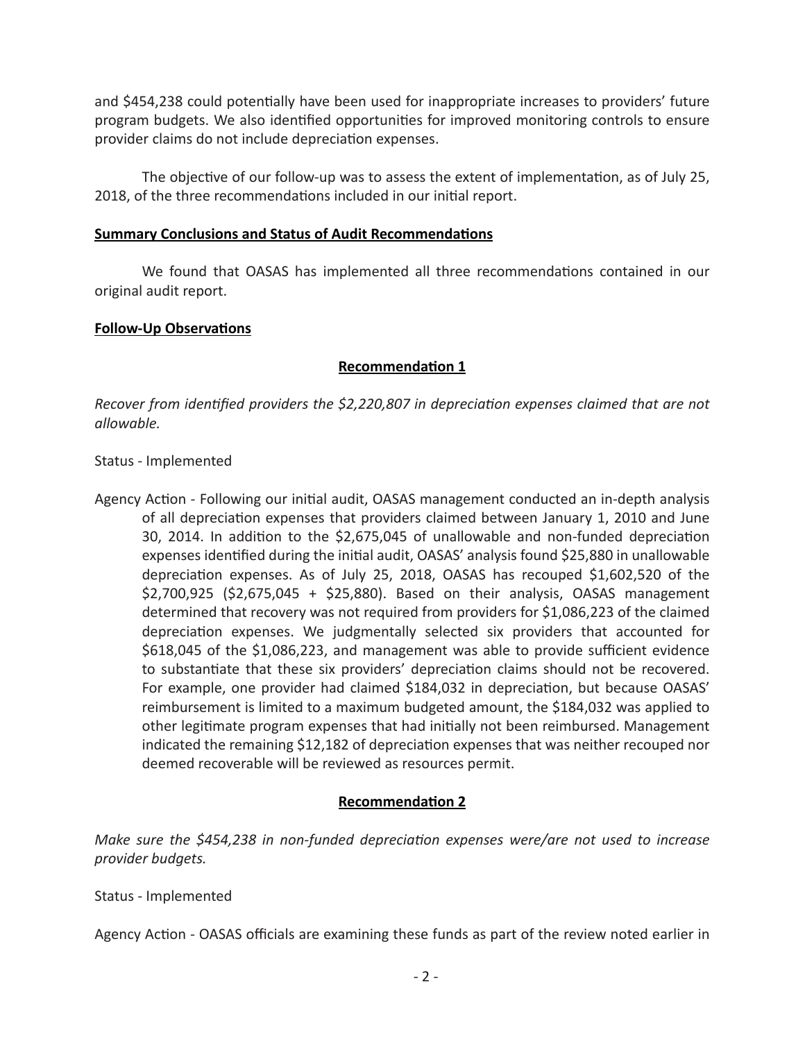and $454,238 could potentially have been used for inappropriate increases to providers' future program budgets. We also identified opportunities for improved monitoring controls to ensure provider claims do not include depreciation expenses.

The objective of our follow-up was to assess the extent of implementation, as of July 25, 2018, of the three recommendations included in our initial report.

**Summary Conclusions and Status of Audit Recommendations**

We found that OASAS has implemented all three recommendations contained in our original audit report.

**Follow-Up Observations**

**Recommendation 1**

*Recover from identified providers the $2,220,807 in depreciation expenses claimed that are not allowable.*

Status - Implemented

Agency Action - Following our initial audit, OASAS management conducted an in-depth analysis of all depreciation expenses that providers claimed between January 1, 2010 and June 30, 2014. In addition to the $2,675,045 of unallowable and non-funded depreciation expenses identified during the initial audit, OASAS' analysis found $25,880 in unallowable depreciation expenses. As of July 25, 2018, OASAS has recouped $1,602,520 of the $2,700,925 ($2,675,045 + $25,880). Based on their analysis, OASAS management determined that recovery was not required from providers for $1,086,223 of the claimed depreciation expenses. We judgmentally selected six providers that accounted for $618,045 of the $1,086,223, and management was able to provide sufficient evidence to substantiate that these six providers' depreciation claims should not be recovered. For example, one provider had claimed $184,032 in depreciation, but because OASAS' reimbursement is limited to a maximum budgeted amount, the $184,032 was applied to other legitimate program expenses that had initially not been reimbursed. Management indicated the remaining $12,182 of depreciation expenses that was neither recouped nor deemed recoverable will be reviewed as resources permit.

**Recommendation 2**

*Make sure the $454,238 in non-funded depreciation expenses were/are not used to increase provider budgets.*

Status - Implemented

Agency Action - OASAS officials are examining these funds as part of the review noted earlier in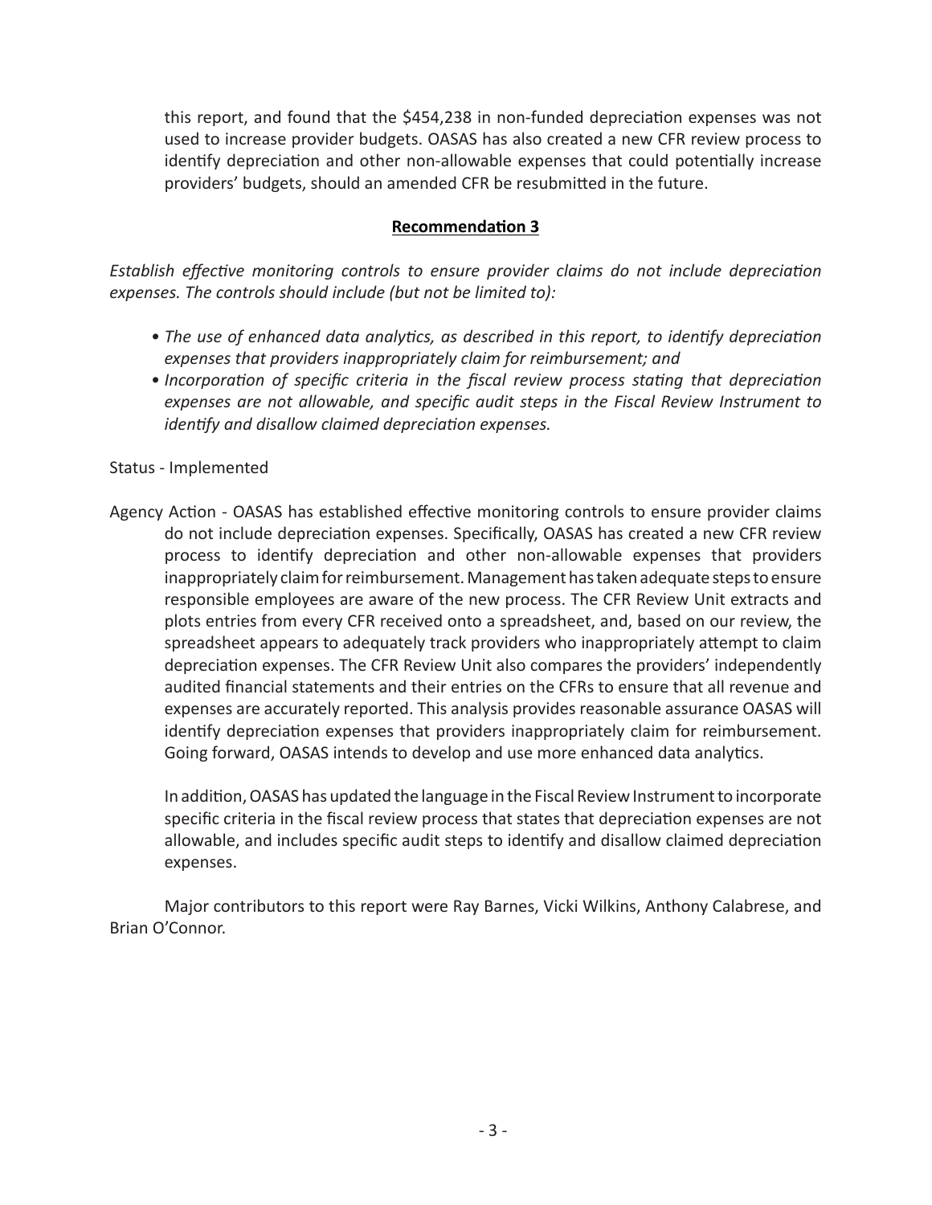this report, and found that the $454,238 in non-funded depreciation expenses was not used to increase provider budgets. OASAS has also created a new CFR review process to identify depreciation and other non-allowable expenses that could potentially increase providers' budgets, should an amended CFR be resubmitted in the future.

### Recommendation 3

*Establish effective monitoring controls to ensure provider claims do not include depreciation expenses. The controls should include (but not be limited to):*

- *The use of enhanced data analytics, as described in this report, to identify depreciation expenses that providers inappropriately claim for reimbursement; and*
- *Incorporation of specific criteria in the fiscal review process stating that depreciation expenses are not allowable, and specific audit steps in the Fiscal Review Instrument to identify and disallow claimed depreciation expenses.*

Status - Implemented

Agency Action - OASAS has established effective monitoring controls to ensure provider claims do not include depreciation expenses. Specifically, OASAS has created a new CFR review process to identify depreciation and other non-allowable expenses that providers inappropriately claim for reimbursement. Management has taken adequate steps to ensure responsible employees are aware of the new process. The CFR Review Unit extracts and plots entries from every CFR received onto a spreadsheet, and, based on our review, the spreadsheet appears to adequately track providers who inappropriately attempt to claim depreciation expenses. The CFR Review Unit also compares the providers' independently audited financial statements and their entries on the CFRs to ensure that all revenue and expenses are accurately reported. This analysis provides reasonable assurance OASAS will identify depreciation expenses that providers inappropriately claim for reimbursement. Going forward, OASAS intends to develop and use more enhanced data analytics.

In addition, OASAS has updated the language in the Fiscal Review Instrument to incorporate specific criteria in the fiscal review process that states that depreciation expenses are not allowable, and includes specific audit steps to identify and disallow claimed depreciation expenses.

Major contributors to this report were Ray Barnes, Vicki Wilkins, Anthony Calabrese, and Brian O'Connor.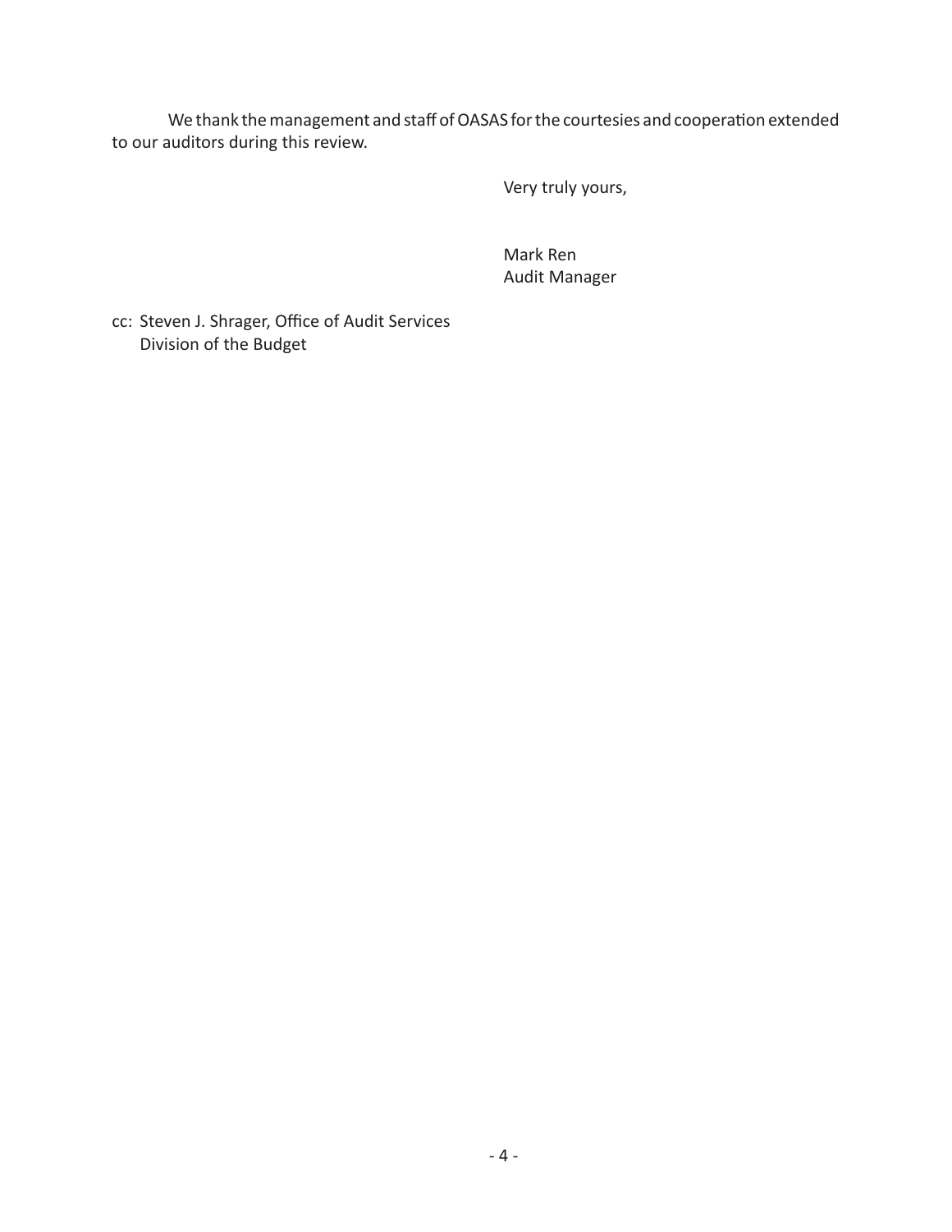We thank the management and staff of OASAS for the courtesies and cooperation extended to our auditors during this review.

Very truly yours,

Mark Ren
Audit Manager

cc: Steven J. Shrager, Office of Audit Services
Division of the Budget